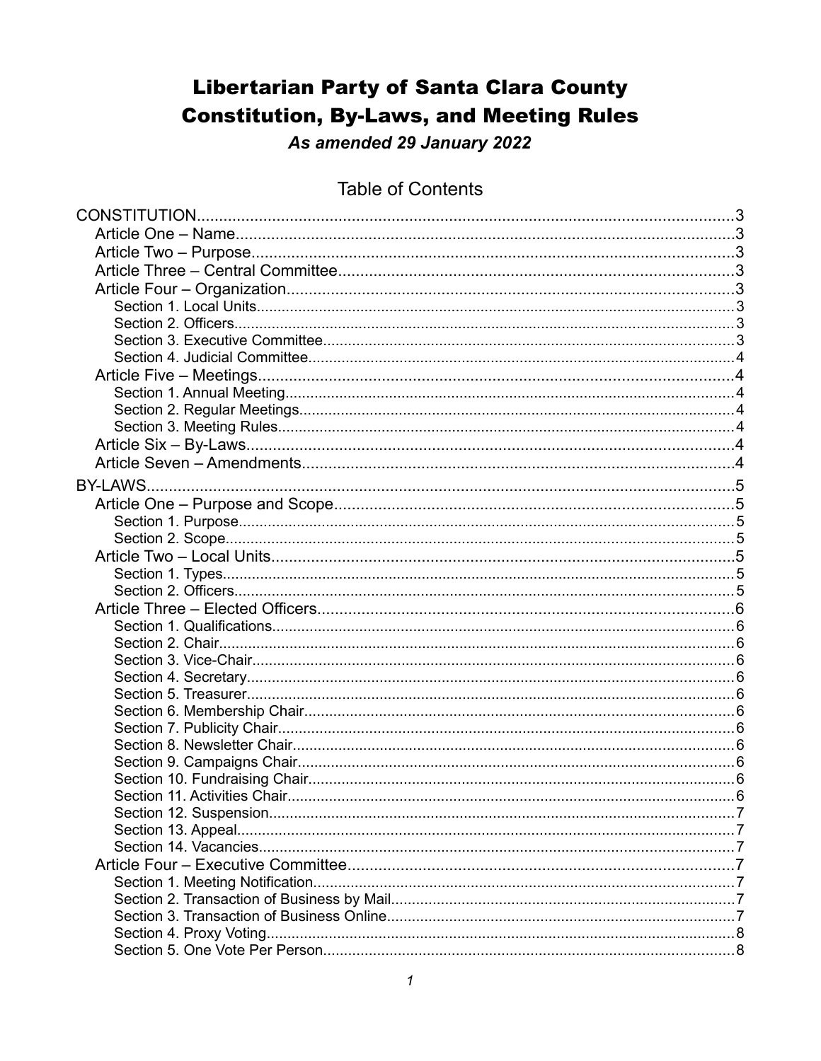# Libertarian Party of Santa Clara County
# Constitution, By-Laws, and Meeting Rules

***As amended 29 January 2022***

## Table of Contents

- CONSTITUTION....3
  - Article One – Name....3
  - Article Two – Purpose....3
  - Article Three – Central Committee....3
  - Article Four – Organization....3
    - Section 1. Local Units....3
    - Section 2. Officers....3
    - Section 3. Executive Committee....3
    - Section 4. Judicial Committee....4
  - Article Five – Meetings....4
    - Section 1. Annual Meeting....4
    - Section 2. Regular Meetings....4
    - Section 3. Meeting Rules....4
  - Article Six – By-Laws....4
  - Article Seven – Amendments....4
- BY-LAWS....5
  - Article One – Purpose and Scope....5
    - Section 1. Purpose....5
    - Section 2. Scope....5
  - Article Two – Local Units....5
    - Section 1. Types....5
    - Section 2. Officers....5
  - Article Three – Elected Officers....6
    - Section 1. Qualifications....6
    - Section 2. Chair....6
    - Section 3. Vice-Chair....6
    - Section 4. Secretary....6
    - Section 5. Treasurer....6
    - Section 6. Membership Chair....6
    - Section 7. Publicity Chair....6
    - Section 8. Newsletter Chair....6
    - Section 9. Campaigns Chair....6
    - Section 10. Fundraising Chair....6
    - Section 11. Activities Chair....6
    - Section 12. Suspension....7
    - Section 13. Appeal....7
    - Section 14. Vacancies....7
  - Article Four – Executive Committee....7
    - Section 1. Meeting Notification....7
    - Section 2. Transaction of Business by Mail....7
    - Section 3. Transaction of Business Online....7
    - Section 4. Proxy Voting....8
    - Section 5. One Vote Per Person....8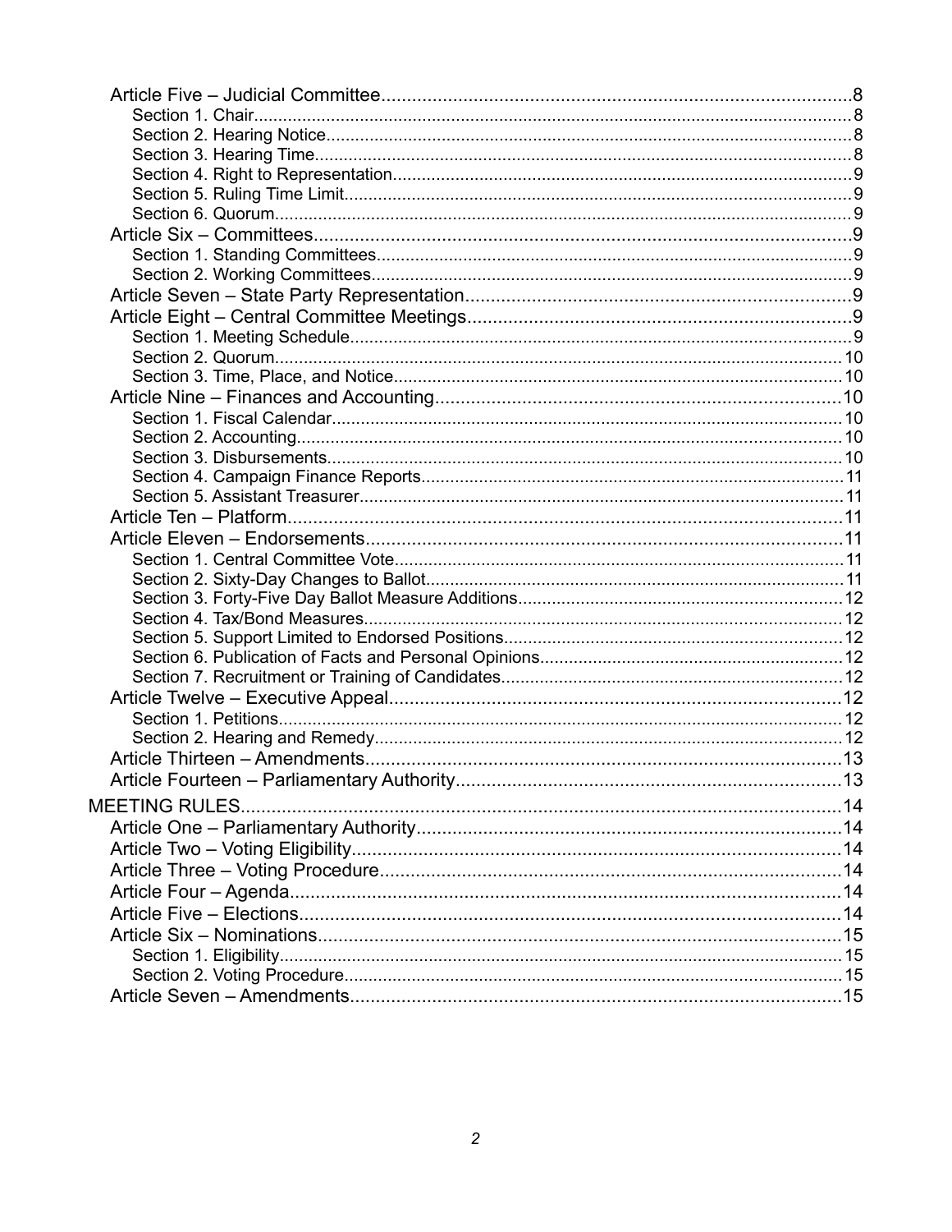Article Five – Judicial Committee ........ 8
- Section 1. Chair ........ 8
- Section 2. Hearing Notice ........ 8
- Section 3. Hearing Time ........ 8
- Section 4. Right to Representation ........ 9
- Section 5. Ruling Time Limit ........ 9
- Section 6. Quorum ........ 9

Article Six – Committees ........ 9
- Section 1. Standing Committees ........ 9
- Section 2. Working Committees ........ 9

Article Seven – State Party Representation ........ 9

Article Eight – Central Committee Meetings ........ 9
- Section 1. Meeting Schedule ........ 9
- Section 2. Quorum ........ 10
- Section 3. Time, Place, and Notice ........ 10

Article Nine – Finances and Accounting ........ 10
- Section 1. Fiscal Calendar ........ 10
- Section 2. Accounting ........ 10
- Section 3. Disbursements ........ 10
- Section 4. Campaign Finance Reports ........ 11
- Section 5. Assistant Treasurer ........ 11

Article Ten – Platform ........ 11

Article Eleven – Endorsements ........ 11
- Section 1. Central Committee Vote ........ 11
- Section 2. Sixty-Day Changes to Ballot ........ 11
- Section 3. Forty-Five Day Ballot Measure Additions ........ 12
- Section 4. Tax/Bond Measures ........ 12
- Section 5. Support Limited to Endorsed Positions ........ 12
- Section 6. Publication of Facts and Personal Opinions ........ 12
- Section 7. Recruitment or Training of Candidates ........ 12

Article Twelve – Executive Appeal ........ 12
- Section 1. Petitions ........ 12
- Section 2. Hearing and Remedy ........ 12

Article Thirteen – Amendments ........ 13

Article Fourteen – Parliamentary Authority ........ 13

MEETING RULES ........ 14

Article One – Parliamentary Authority ........ 14

Article Two – Voting Eligibility ........ 14

Article Three – Voting Procedure ........ 14

Article Four – Agenda ........ 14

Article Five – Elections ........ 14

Article Six – Nominations ........ 15
- Section 1. Eligibility ........ 15
- Section 2. Voting Procedure ........ 15

Article Seven – Amendments ........ 15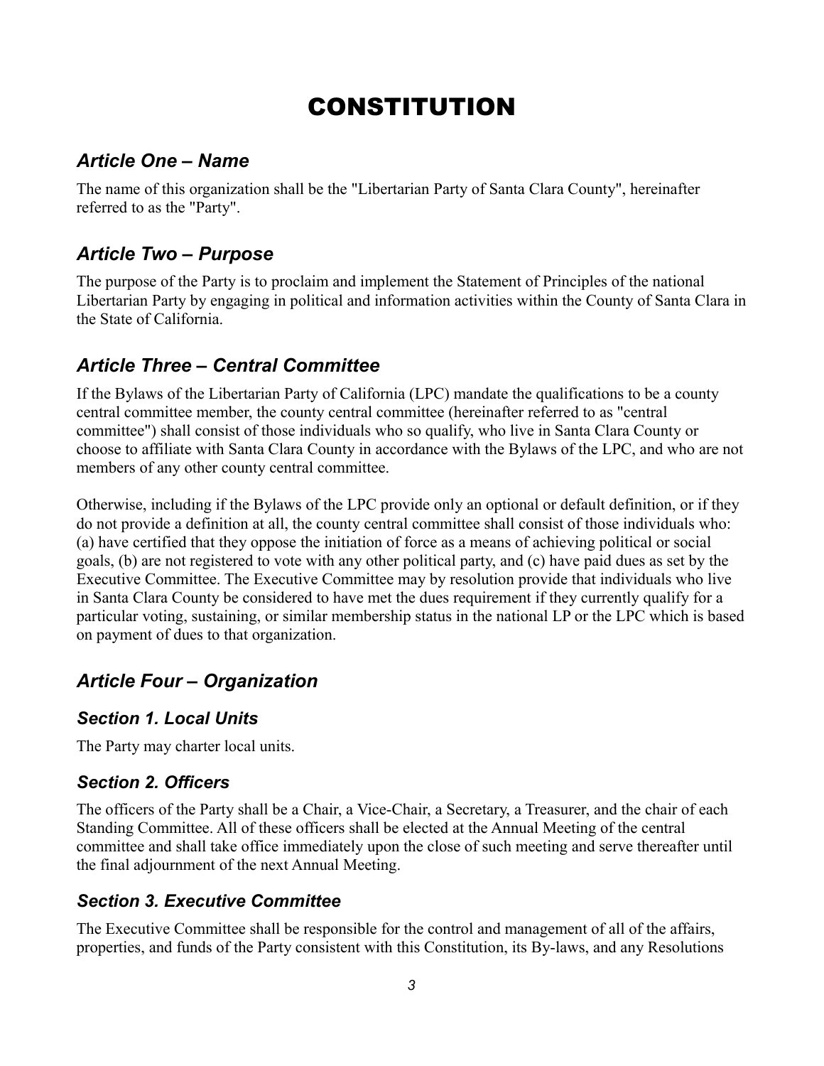# CONSTITUTION

## *Article One – Name*

The name of this organization shall be the "Libertarian Party of Santa Clara County", hereinafter referred to as the "Party".

## *Article Two – Purpose*

The purpose of the Party is to proclaim and implement the Statement of Principles of the national Libertarian Party by engaging in political and information activities within the County of Santa Clara in the State of California.

## *Article Three – Central Committee*

If the Bylaws of the Libertarian Party of California (LPC) mandate the qualifications to be a county central committee member, the county central committee (hereinafter referred to as "central committee") shall consist of those individuals who so qualify, who live in Santa Clara County or choose to affiliate with Santa Clara County in accordance with the Bylaws of the LPC, and who are not members of any other county central committee.

Otherwise, including if the Bylaws of the LPC provide only an optional or default definition, or if they do not provide a definition at all, the county central committee shall consist of those individuals who: (a) have certified that they oppose the initiation of force as a means of achieving political or social goals, (b) are not registered to vote with any other political party, and (c) have paid dues as set by the Executive Committee. The Executive Committee may by resolution provide that individuals who live in Santa Clara County be considered to have met the dues requirement if they currently qualify for a particular voting, sustaining, or similar membership status in the national LP or the LPC which is based on payment of dues to that organization.

## *Article Four – Organization*

### *Section 1. Local Units*

The Party may charter local units.

### *Section 2. Officers*

The officers of the Party shall be a Chair, a Vice-Chair, a Secretary, a Treasurer, and the chair of each Standing Committee. All of these officers shall be elected at the Annual Meeting of the central committee and shall take office immediately upon the close of such meeting and serve thereafter until the final adjournment of the next Annual Meeting.

### *Section 3. Executive Committee*

The Executive Committee shall be responsible for the control and management of all of the affairs, properties, and funds of the Party consistent with this Constitution, its By-laws, and any Resolutions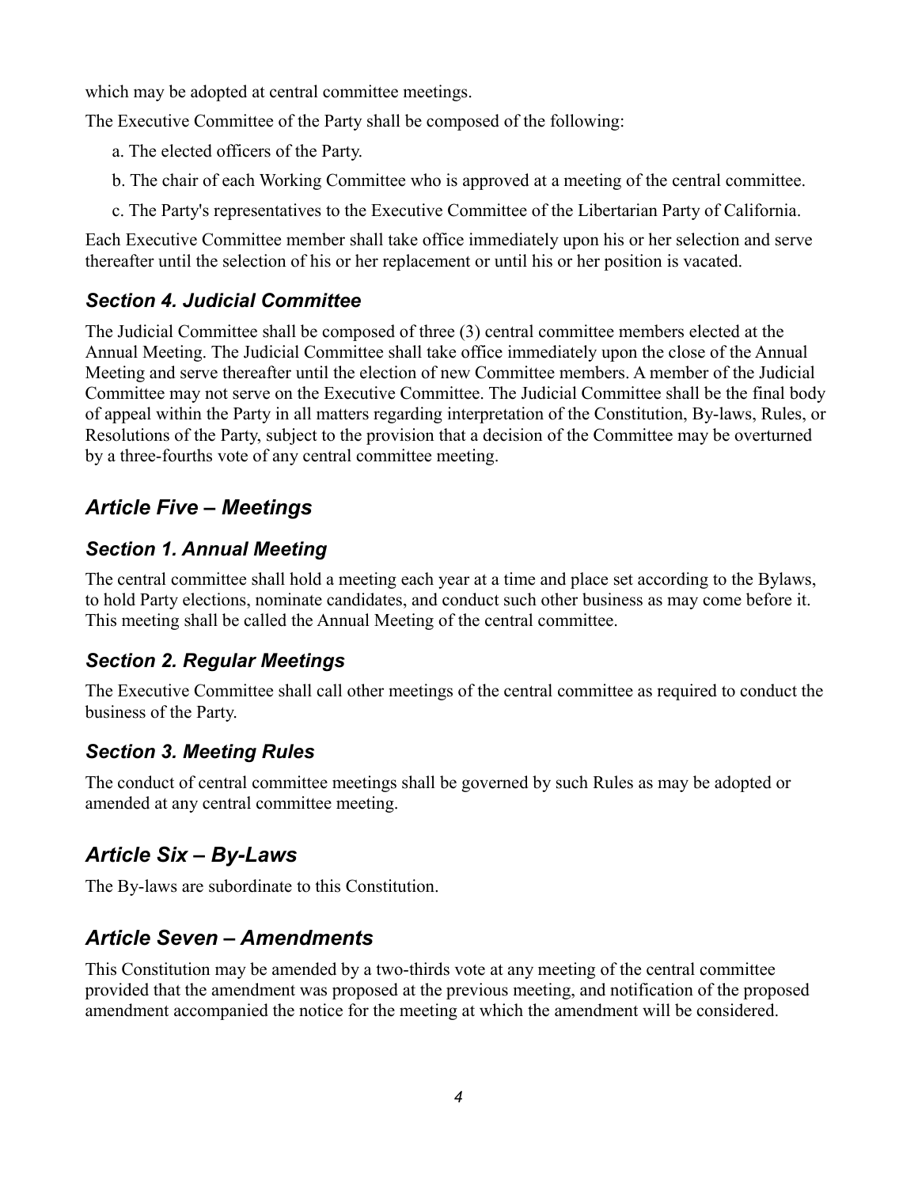which may be adopted at central committee meetings.

The Executive Committee of the Party shall be composed of the following:

a. The elected officers of the Party.

b. The chair of each Working Committee who is approved at a meeting of the central committee.

c. The Party's representatives to the Executive Committee of the Libertarian Party of California.

Each Executive Committee member shall take office immediately upon his or her selection and serve thereafter until the selection of his or her replacement or until his or her position is vacated.

### *Section 4. Judicial Committee*

The Judicial Committee shall be composed of three (3) central committee members elected at the Annual Meeting. The Judicial Committee shall take office immediately upon the close of the Annual Meeting and serve thereafter until the election of new Committee members. A member of the Judicial Committee may not serve on the Executive Committee. The Judicial Committee shall be the final body of appeal within the Party in all matters regarding interpretation of the Constitution, By-laws, Rules, or Resolutions of the Party, subject to the provision that a decision of the Committee may be overturned by a three-fourths vote of any central committee meeting.

## *Article Five – Meetings*

### *Section 1. Annual Meeting*

The central committee shall hold a meeting each year at a time and place set according to the Bylaws, to hold Party elections, nominate candidates, and conduct such other business as may come before it. This meeting shall be called the Annual Meeting of the central committee.

### *Section 2. Regular Meetings*

The Executive Committee shall call other meetings of the central committee as required to conduct the business of the Party.

### *Section 3. Meeting Rules*

The conduct of central committee meetings shall be governed by such Rules as may be adopted or amended at any central committee meeting.

## *Article Six – By-Laws*

The By-laws are subordinate to this Constitution.

## *Article Seven – Amendments*

This Constitution may be amended by a two-thirds vote at any meeting of the central committee provided that the amendment was proposed at the previous meeting, and notification of the proposed amendment accompanied the notice for the meeting at which the amendment will be considered.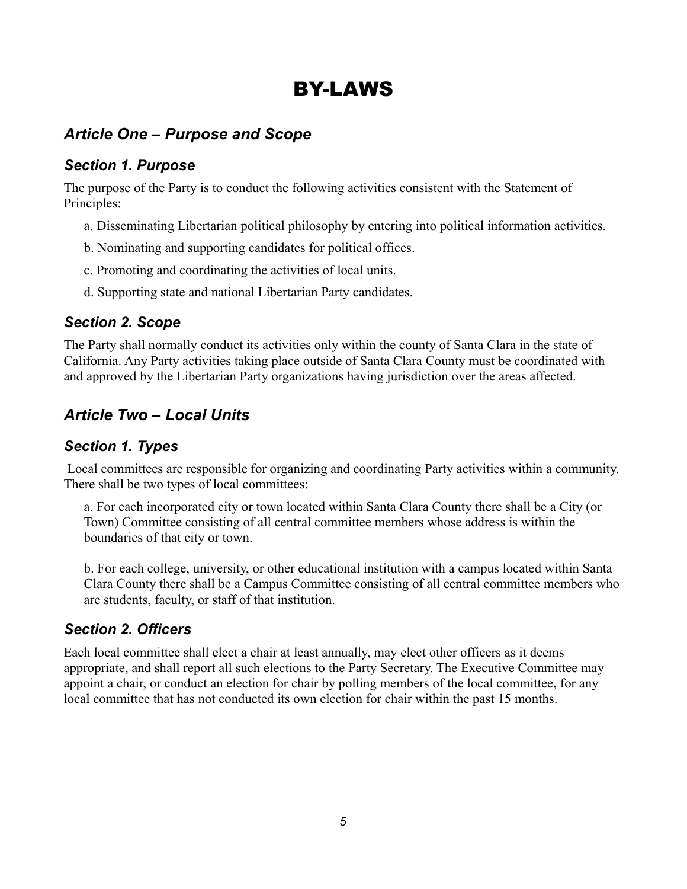# BY-LAWS

## *Article One – Purpose and Scope*

### *Section 1. Purpose*

The purpose of the Party is to conduct the following activities consistent with the Statement of Principles:

a. Disseminating Libertarian political philosophy by entering into political information activities.

b. Nominating and supporting candidates for political offices.

c. Promoting and coordinating the activities of local units.

d. Supporting state and national Libertarian Party candidates.

### *Section 2. Scope*

The Party shall normally conduct its activities only within the county of Santa Clara in the state of California. Any Party activities taking place outside of Santa Clara County must be coordinated with and approved by the Libertarian Party organizations having jurisdiction over the areas affected.

## *Article Two – Local Units*

### *Section 1. Types*

Local committees are responsible for organizing and coordinating Party activities within a community. There shall be two types of local committees:

a. For each incorporated city or town located within Santa Clara County there shall be a City (or Town) Committee consisting of all central committee members whose address is within the boundaries of that city or town.

b. For each college, university, or other educational institution with a campus located within Santa Clara County there shall be a Campus Committee consisting of all central committee members who are students, faculty, or staff of that institution.

### *Section 2. Officers*

Each local committee shall elect a chair at least annually, may elect other officers as it deems appropriate, and shall report all such elections to the Party Secretary. The Executive Committee may appoint a chair, or conduct an election for chair by polling members of the local committee, for any local committee that has not conducted its own election for chair within the past 15 months.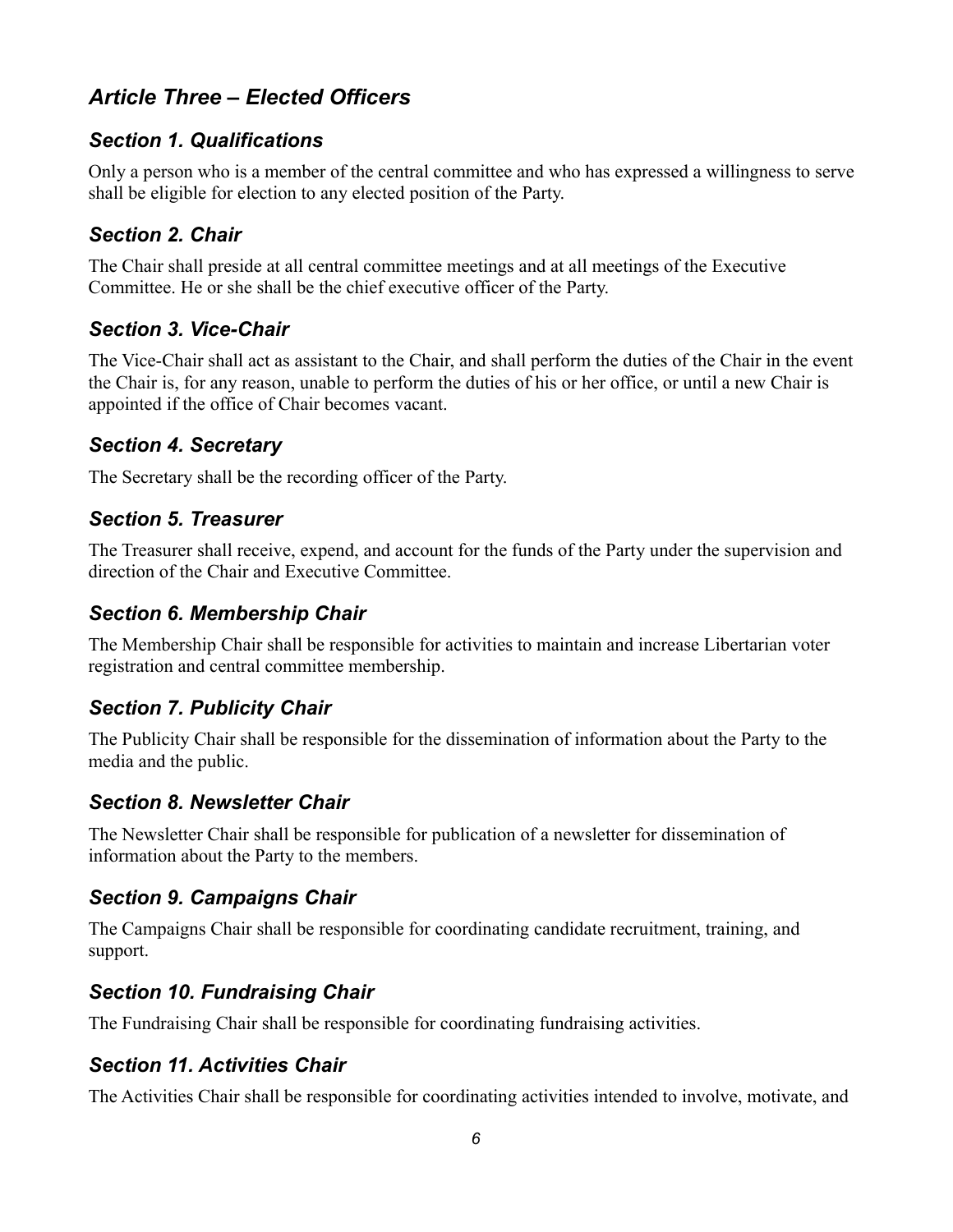## *Article Three – Elected Officers*

### *Section 1. Qualifications*

Only a person who is a member of the central committee and who has expressed a willingness to serve shall be eligible for election to any elected position of the Party.

### *Section 2. Chair*

The Chair shall preside at all central committee meetings and at all meetings of the Executive Committee. He or she shall be the chief executive officer of the Party.

### *Section 3. Vice-Chair*

The Vice-Chair shall act as assistant to the Chair, and shall perform the duties of the Chair in the event the Chair is, for any reason, unable to perform the duties of his or her office, or until a new Chair is appointed if the office of Chair becomes vacant.

### *Section 4. Secretary*

The Secretary shall be the recording officer of the Party.

### *Section 5. Treasurer*

The Treasurer shall receive, expend, and account for the funds of the Party under the supervision and direction of the Chair and Executive Committee.

### *Section 6. Membership Chair*

The Membership Chair shall be responsible for activities to maintain and increase Libertarian voter registration and central committee membership.

### *Section 7. Publicity Chair*

The Publicity Chair shall be responsible for the dissemination of information about the Party to the media and the public.

### *Section 8. Newsletter Chair*

The Newsletter Chair shall be responsible for publication of a newsletter for dissemination of information about the Party to the members.

### *Section 9. Campaigns Chair*

The Campaigns Chair shall be responsible for coordinating candidate recruitment, training, and support.

### *Section 10. Fundraising Chair*

The Fundraising Chair shall be responsible for coordinating fundraising activities.

### *Section 11. Activities Chair*

The Activities Chair shall be responsible for coordinating activities intended to involve, motivate, and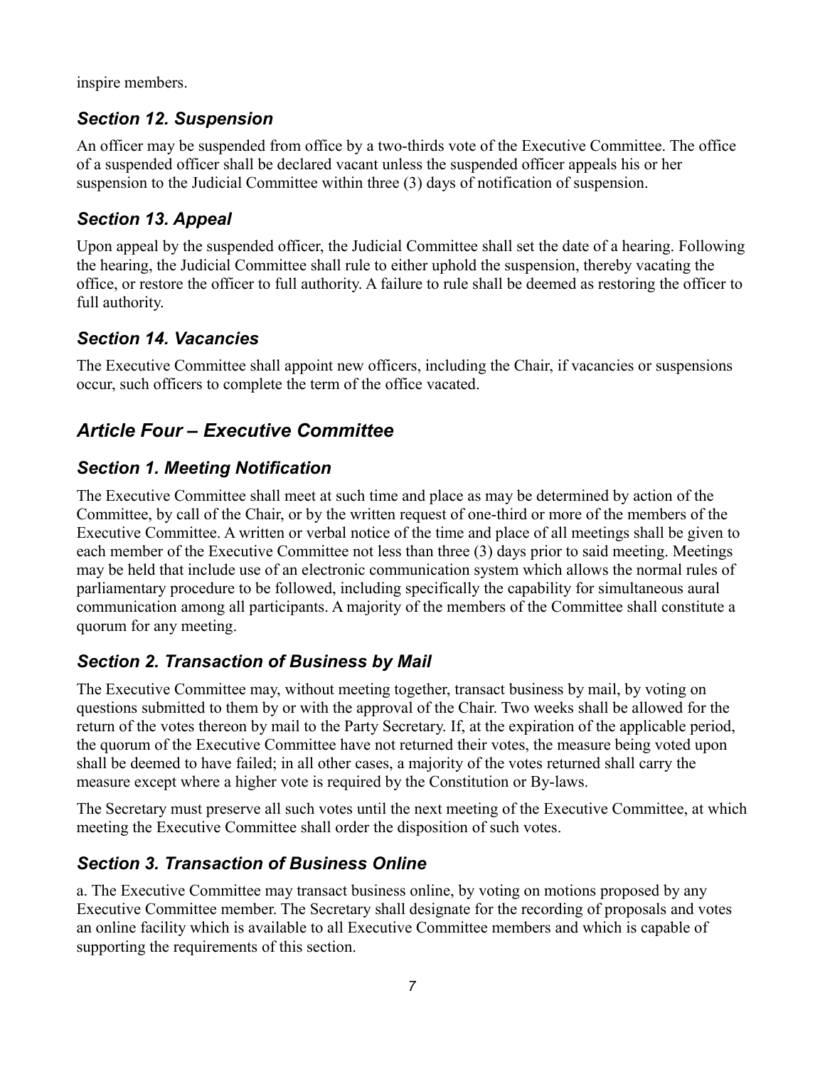inspire members.

### *Section 12. Suspension*

An officer may be suspended from office by a two-thirds vote of the Executive Committee. The office of a suspended officer shall be declared vacant unless the suspended officer appeals his or her suspension to the Judicial Committee within three (3) days of notification of suspension.

### *Section 13. Appeal*

Upon appeal by the suspended officer, the Judicial Committee shall set the date of a hearing. Following the hearing, the Judicial Committee shall rule to either uphold the suspension, thereby vacating the office, or restore the officer to full authority. A failure to rule shall be deemed as restoring the officer to full authority.

### *Section 14. Vacancies*

The Executive Committee shall appoint new officers, including the Chair, if vacancies or suspensions occur, such officers to complete the term of the office vacated.

## *Article Four – Executive Committee*

### *Section 1. Meeting Notification*

The Executive Committee shall meet at such time and place as may be determined by action of the Committee, by call of the Chair, or by the written request of one-third or more of the members of the Executive Committee. A written or verbal notice of the time and place of all meetings shall be given to each member of the Executive Committee not less than three (3) days prior to said meeting. Meetings may be held that include use of an electronic communication system which allows the normal rules of parliamentary procedure to be followed, including specifically the capability for simultaneous aural communication among all participants. A majority of the members of the Committee shall constitute a quorum for any meeting.

### *Section 2. Transaction of Business by Mail*

The Executive Committee may, without meeting together, transact business by mail, by voting on questions submitted to them by or with the approval of the Chair. Two weeks shall be allowed for the return of the votes thereon by mail to the Party Secretary. If, at the expiration of the applicable period, the quorum of the Executive Committee have not returned their votes, the measure being voted upon shall be deemed to have failed; in all other cases, a majority of the votes returned shall carry the measure except where a higher vote is required by the Constitution or By-laws.

The Secretary must preserve all such votes until the next meeting of the Executive Committee, at which meeting the Executive Committee shall order the disposition of such votes.

### *Section 3. Transaction of Business Online*

a. The Executive Committee may transact business online, by voting on motions proposed by any Executive Committee member. The Secretary shall designate for the recording of proposals and votes an online facility which is available to all Executive Committee members and which is capable of supporting the requirements of this section.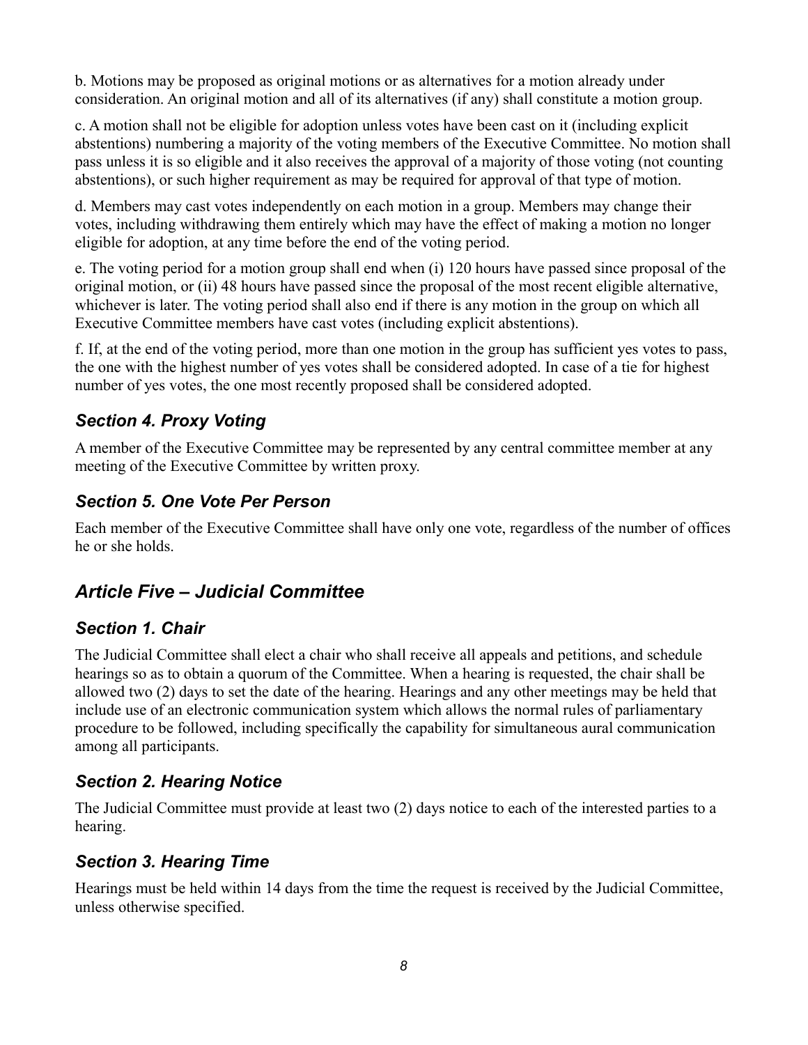b. Motions may be proposed as original motions or as alternatives for a motion already under consideration. An original motion and all of its alternatives (if any) shall constitute a motion group.

c. A motion shall not be eligible for adoption unless votes have been cast on it (including explicit abstentions) numbering a majority of the voting members of the Executive Committee. No motion shall pass unless it is so eligible and it also receives the approval of a majority of those voting (not counting abstentions), or such higher requirement as may be required for approval of that type of motion.

d. Members may cast votes independently on each motion in a group. Members may change their votes, including withdrawing them entirely which may have the effect of making a motion no longer eligible for adoption, at any time before the end of the voting period.

e. The voting period for a motion group shall end when (i) 120 hours have passed since proposal of the original motion, or (ii) 48 hours have passed since the proposal of the most recent eligible alternative, whichever is later. The voting period shall also end if there is any motion in the group on which all Executive Committee members have cast votes (including explicit abstentions).

f. If, at the end of the voting period, more than one motion in the group has sufficient yes votes to pass, the one with the highest number of yes votes shall be considered adopted. In case of a tie for highest number of yes votes, the one most recently proposed shall be considered adopted.

### *Section 4. Proxy Voting*

A member of the Executive Committee may be represented by any central committee member at any meeting of the Executive Committee by written proxy.

### *Section 5. One Vote Per Person*

Each member of the Executive Committee shall have only one vote, regardless of the number of offices he or she holds.

## *Article Five – Judicial Committee*

### *Section 1. Chair*

The Judicial Committee shall elect a chair who shall receive all appeals and petitions, and schedule hearings so as to obtain a quorum of the Committee. When a hearing is requested, the chair shall be allowed two (2) days to set the date of the hearing. Hearings and any other meetings may be held that include use of an electronic communication system which allows the normal rules of parliamentary procedure to be followed, including specifically the capability for simultaneous aural communication among all participants.

### *Section 2. Hearing Notice*

The Judicial Committee must provide at least two (2) days notice to each of the interested parties to a hearing.

### *Section 3. Hearing Time*

Hearings must be held within 14 days from the time the request is received by the Judicial Committee, unless otherwise specified.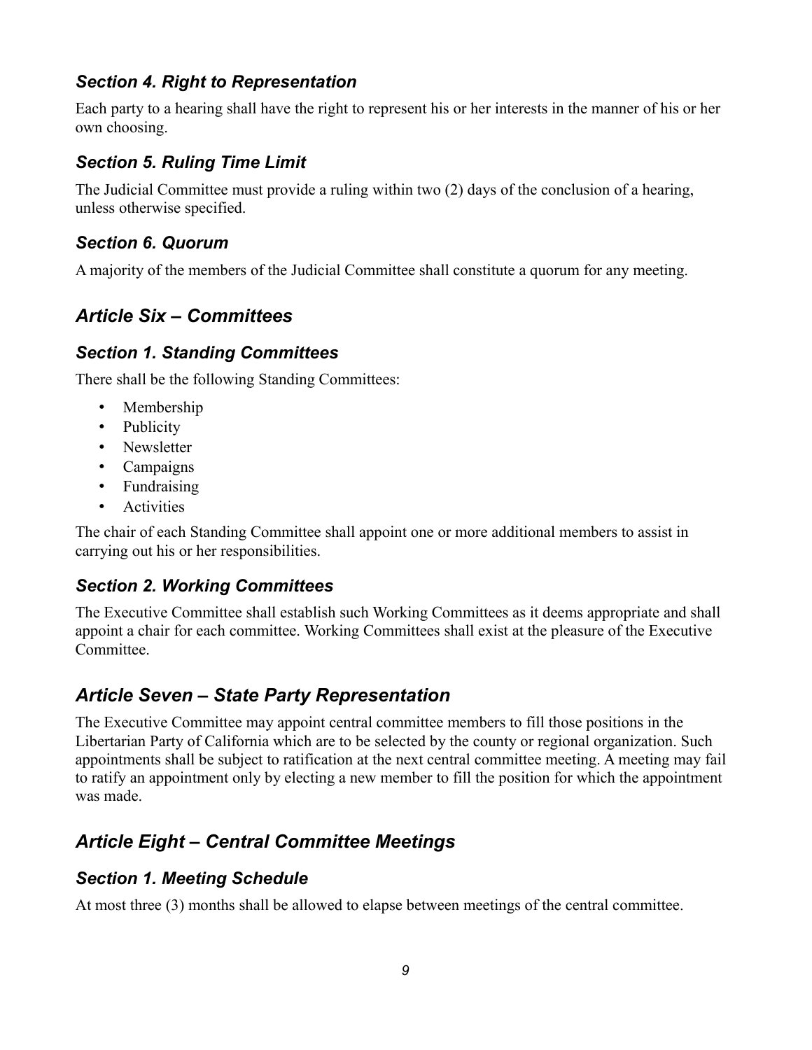### *Section 4. Right to Representation*

Each party to a hearing shall have the right to represent his or her interests in the manner of his or her own choosing.

### *Section 5. Ruling Time Limit*

The Judicial Committee must provide a ruling within two (2) days of the conclusion of a hearing, unless otherwise specified.

### *Section 6. Quorum*

A majority of the members of the Judicial Committee shall constitute a quorum for any meeting.

## *Article Six – Committees*

### *Section 1. Standing Committees*

There shall be the following Standing Committees:

- Membership
- Publicity
- Newsletter
- Campaigns
- Fundraising
- Activities

The chair of each Standing Committee shall appoint one or more additional members to assist in carrying out his or her responsibilities.

### *Section 2. Working Committees*

The Executive Committee shall establish such Working Committees as it deems appropriate and shall appoint a chair for each committee. Working Committees shall exist at the pleasure of the Executive Committee.

## *Article Seven – State Party Representation*

The Executive Committee may appoint central committee members to fill those positions in the Libertarian Party of California which are to be selected by the county or regional organization. Such appointments shall be subject to ratification at the next central committee meeting. A meeting may fail to ratify an appointment only by electing a new member to fill the position for which the appointment was made.

## *Article Eight – Central Committee Meetings*

### *Section 1. Meeting Schedule*

At most three (3) months shall be allowed to elapse between meetings of the central committee.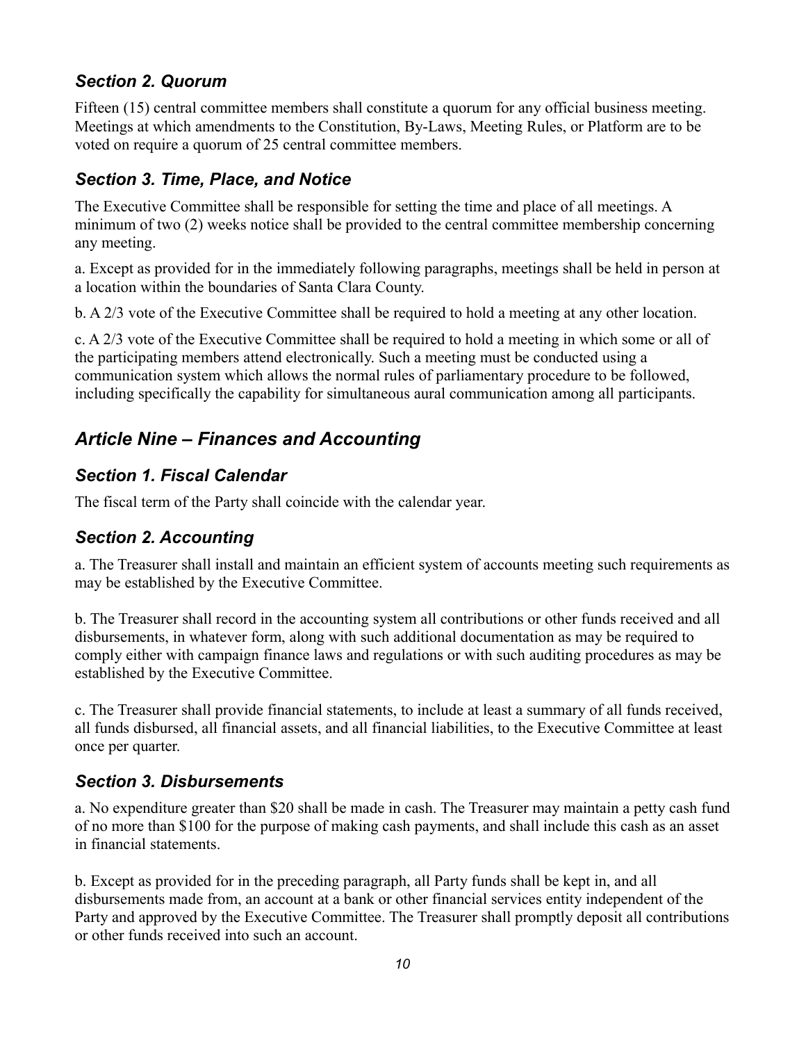### *Section 2. Quorum*

Fifteen (15) central committee members shall constitute a quorum for any official business meeting. Meetings at which amendments to the Constitution, By-Laws, Meeting Rules, or Platform are to be voted on require a quorum of 25 central committee members.

### *Section 3. Time, Place, and Notice*

The Executive Committee shall be responsible for setting the time and place of all meetings. A minimum of two (2) weeks notice shall be provided to the central committee membership concerning any meeting.

a. Except as provided for in the immediately following paragraphs, meetings shall be held in person at a location within the boundaries of Santa Clara County.

b. A 2/3 vote of the Executive Committee shall be required to hold a meeting at any other location.

c. A 2/3 vote of the Executive Committee shall be required to hold a meeting in which some or all of the participating members attend electronically. Such a meeting must be conducted using a communication system which allows the normal rules of parliamentary procedure to be followed, including specifically the capability for simultaneous aural communication among all participants.

## *Article Nine – Finances and Accounting*

### *Section 1. Fiscal Calendar*

The fiscal term of the Party shall coincide with the calendar year.

### *Section 2. Accounting*

a. The Treasurer shall install and maintain an efficient system of accounts meeting such requirements as may be established by the Executive Committee.

b. The Treasurer shall record in the accounting system all contributions or other funds received and all disbursements, in whatever form, along with such additional documentation as may be required to comply either with campaign finance laws and regulations or with such auditing procedures as may be established by the Executive Committee.

c. The Treasurer shall provide financial statements, to include at least a summary of all funds received, all funds disbursed, all financial assets, and all financial liabilities, to the Executive Committee at least once per quarter.

### *Section 3. Disbursements*

a. No expenditure greater than $20 shall be made in cash. The Treasurer may maintain a petty cash fund of no more than $100 for the purpose of making cash payments, and shall include this cash as an asset in financial statements.

b. Except as provided for in the preceding paragraph, all Party funds shall be kept in, and all disbursements made from, an account at a bank or other financial services entity independent of the Party and approved by the Executive Committee. The Treasurer shall promptly deposit all contributions or other funds received into such an account.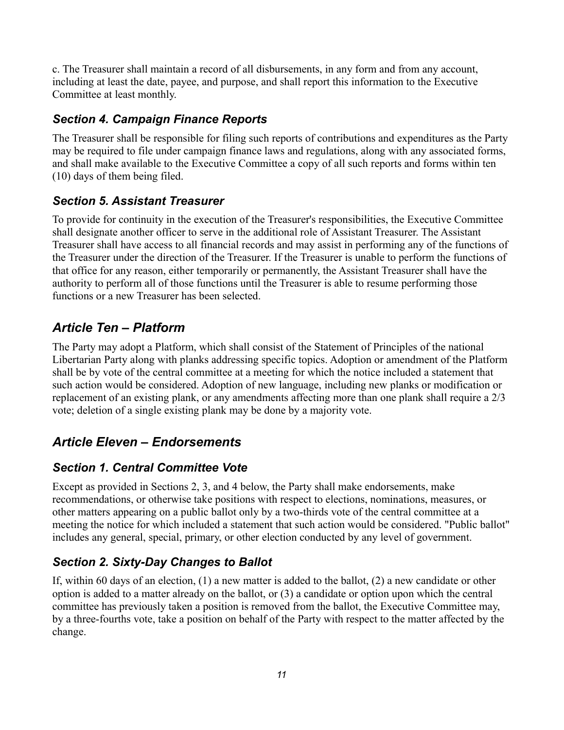c. The Treasurer shall maintain a record of all disbursements, in any form and from any account, including at least the date, payee, and purpose, and shall report this information to the Executive Committee at least monthly.

### *Section 4. Campaign Finance Reports*

The Treasurer shall be responsible for filing such reports of contributions and expenditures as the Party may be required to file under campaign finance laws and regulations, along with any associated forms, and shall make available to the Executive Committee a copy of all such reports and forms within ten (10) days of them being filed.

### *Section 5. Assistant Treasurer*

To provide for continuity in the execution of the Treasurer's responsibilities, the Executive Committee shall designate another officer to serve in the additional role of Assistant Treasurer. The Assistant Treasurer shall have access to all financial records and may assist in performing any of the functions of the Treasurer under the direction of the Treasurer. If the Treasurer is unable to perform the functions of that office for any reason, either temporarily or permanently, the Assistant Treasurer shall have the authority to perform all of those functions until the Treasurer is able to resume performing those functions or a new Treasurer has been selected.

## *Article Ten – Platform*

The Party may adopt a Platform, which shall consist of the Statement of Principles of the national Libertarian Party along with planks addressing specific topics. Adoption or amendment of the Platform shall be by vote of the central committee at a meeting for which the notice included a statement that such action would be considered. Adoption of new language, including new planks or modification or replacement of an existing plank, or any amendments affecting more than one plank shall require a 2/3 vote; deletion of a single existing plank may be done by a majority vote.

## *Article Eleven – Endorsements*

### *Section 1. Central Committee Vote*

Except as provided in Sections 2, 3, and 4 below, the Party shall make endorsements, make recommendations, or otherwise take positions with respect to elections, nominations, measures, or other matters appearing on a public ballot only by a two-thirds vote of the central committee at a meeting the notice for which included a statement that such action would be considered. "Public ballot" includes any general, special, primary, or other election conducted by any level of government.

### *Section 2. Sixty-Day Changes to Ballot*

If, within 60 days of an election, (1) a new matter is added to the ballot, (2) a new candidate or other option is added to a matter already on the ballot, or (3) a candidate or option upon which the central committee has previously taken a position is removed from the ballot, the Executive Committee may, by a three-fourths vote, take a position on behalf of the Party with respect to the matter affected by the change.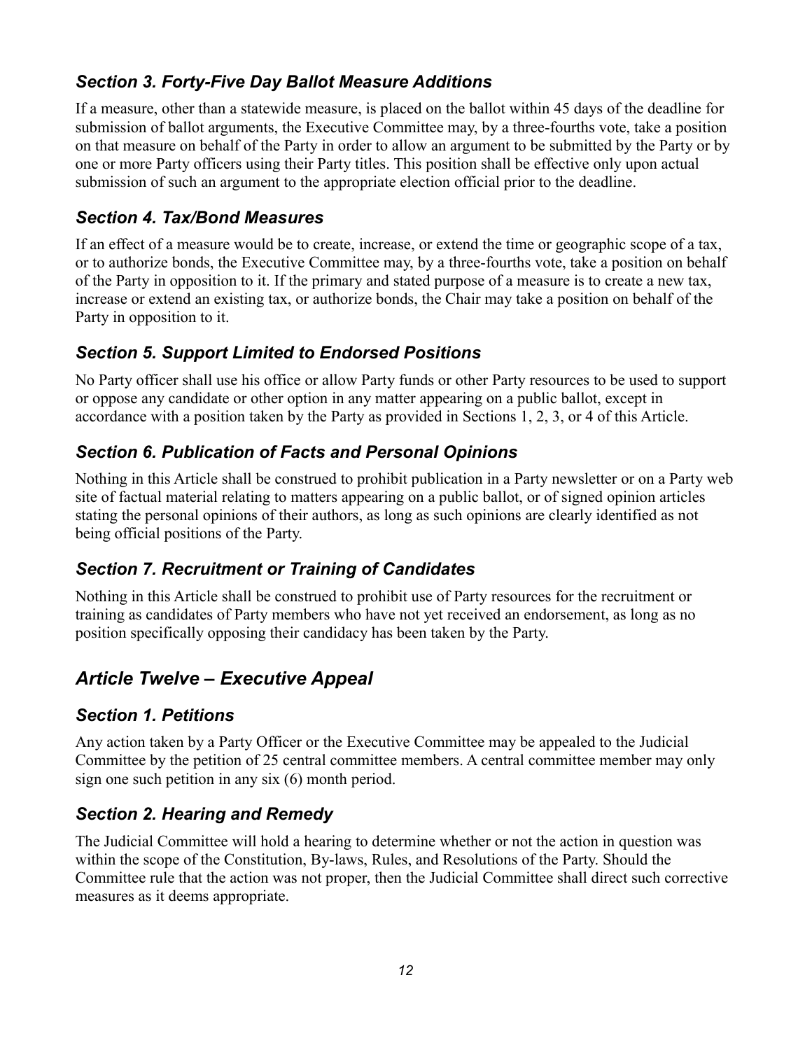### *Section 3. Forty-Five Day Ballot Measure Additions*

If a measure, other than a statewide measure, is placed on the ballot within 45 days of the deadline for submission of ballot arguments, the Executive Committee may, by a three-fourths vote, take a position on that measure on behalf of the Party in order to allow an argument to be submitted by the Party or by one or more Party officers using their Party titles. This position shall be effective only upon actual submission of such an argument to the appropriate election official prior to the deadline.

### *Section 4. Tax/Bond Measures*

If an effect of a measure would be to create, increase, or extend the time or geographic scope of a tax, or to authorize bonds, the Executive Committee may, by a three-fourths vote, take a position on behalf of the Party in opposition to it. If the primary and stated purpose of a measure is to create a new tax, increase or extend an existing tax, or authorize bonds, the Chair may take a position on behalf of the Party in opposition to it.

### *Section 5. Support Limited to Endorsed Positions*

No Party officer shall use his office or allow Party funds or other Party resources to be used to support or oppose any candidate or other option in any matter appearing on a public ballot, except in accordance with a position taken by the Party as provided in Sections 1, 2, 3, or 4 of this Article.

### *Section 6. Publication of Facts and Personal Opinions*

Nothing in this Article shall be construed to prohibit publication in a Party newsletter or on a Party web site of factual material relating to matters appearing on a public ballot, or of signed opinion articles stating the personal opinions of their authors, as long as such opinions are clearly identified as not being official positions of the Party.

### *Section 7. Recruitment or Training of Candidates*

Nothing in this Article shall be construed to prohibit use of Party resources for the recruitment or training as candidates of Party members who have not yet received an endorsement, as long as no position specifically opposing their candidacy has been taken by the Party.

## *Article Twelve – Executive Appeal*

### *Section 1. Petitions*

Any action taken by a Party Officer or the Executive Committee may be appealed to the Judicial Committee by the petition of 25 central committee members. A central committee member may only sign one such petition in any six (6) month period.

### *Section 2. Hearing and Remedy*

The Judicial Committee will hold a hearing to determine whether or not the action in question was within the scope of the Constitution, By-laws, Rules, and Resolutions of the Party. Should the Committee rule that the action was not proper, then the Judicial Committee shall direct such corrective measures as it deems appropriate.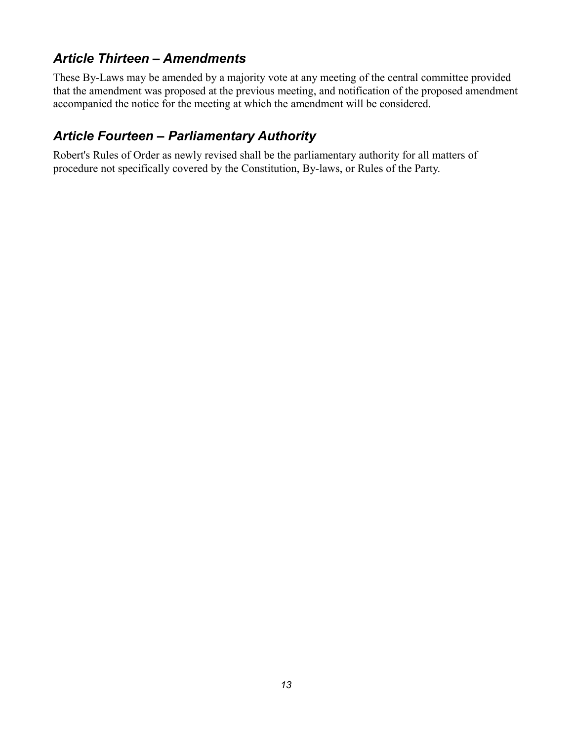## *Article Thirteen – Amendments*

These By-Laws may be amended by a majority vote at any meeting of the central committee provided that the amendment was proposed at the previous meeting, and notification of the proposed amendment accompanied the notice for the meeting at which the amendment will be considered.

## *Article Fourteen – Parliamentary Authority*

Robert's Rules of Order as newly revised shall be the parliamentary authority for all matters of procedure not specifically covered by the Constitution, By-laws, or Rules of the Party.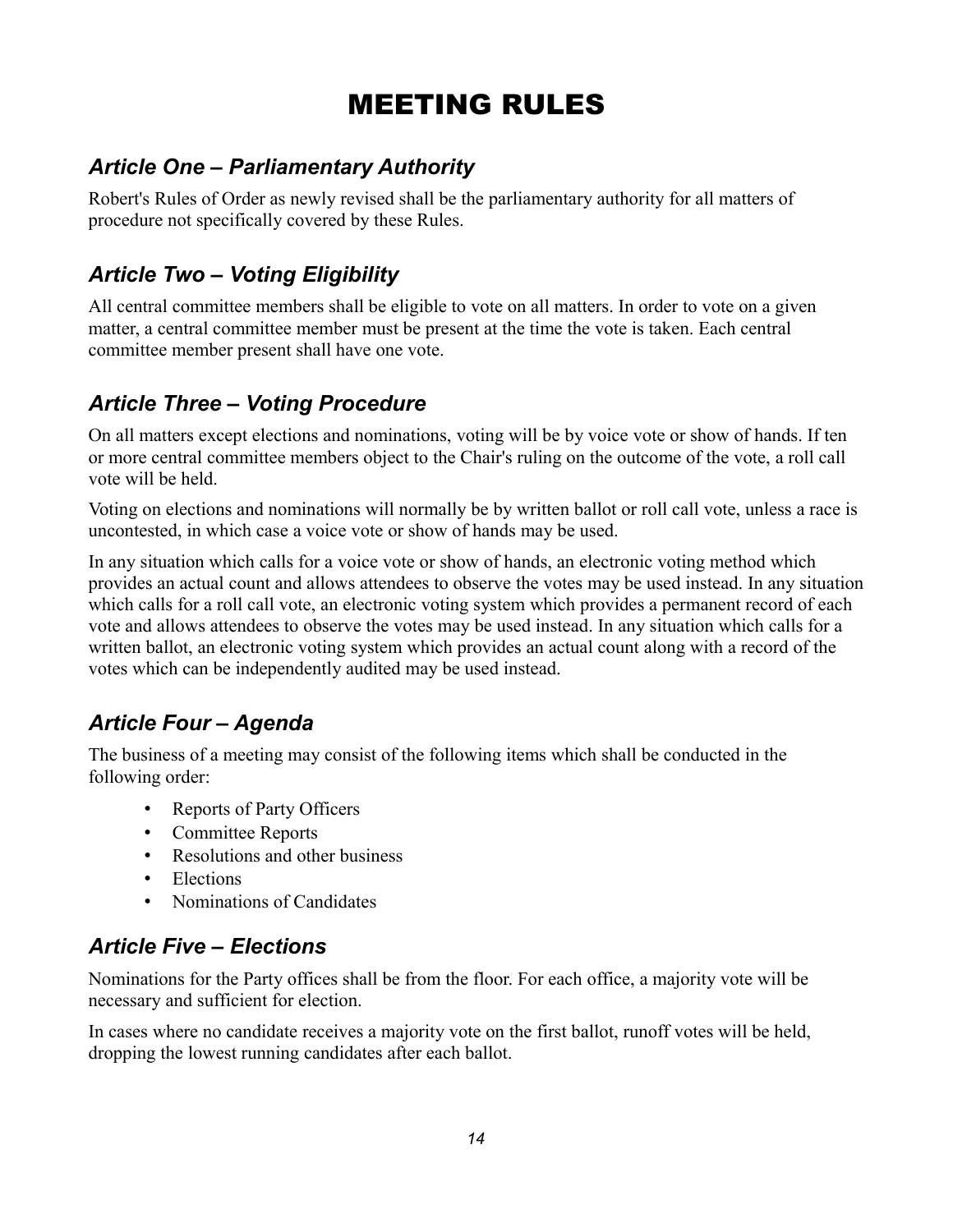# MEETING RULES

## *Article One – Parliamentary Authority*

Robert's Rules of Order as newly revised shall be the parliamentary authority for all matters of procedure not specifically covered by these Rules.

## *Article Two – Voting Eligibility*

All central committee members shall be eligible to vote on all matters. In order to vote on a given matter, a central committee member must be present at the time the vote is taken. Each central committee member present shall have one vote.

## *Article Three – Voting Procedure*

On all matters except elections and nominations, voting will be by voice vote or show of hands. If ten or more central committee members object to the Chair's ruling on the outcome of the vote, a roll call vote will be held.

Voting on elections and nominations will normally be by written ballot or roll call vote, unless a race is uncontested, in which case a voice vote or show of hands may be used.

In any situation which calls for a voice vote or show of hands, an electronic voting method which provides an actual count and allows attendees to observe the votes may be used instead. In any situation which calls for a roll call vote, an electronic voting system which provides a permanent record of each vote and allows attendees to observe the votes may be used instead. In any situation which calls for a written ballot, an electronic voting system which provides an actual count along with a record of the votes which can be independently audited may be used instead.

## *Article Four – Agenda*

The business of a meeting may consist of the following items which shall be conducted in the following order:

- Reports of Party Officers
- Committee Reports
- Resolutions and other business
- Elections
- Nominations of Candidates

## *Article Five – Elections*

Nominations for the Party offices shall be from the floor. For each office, a majority vote will be necessary and sufficient for election.

In cases where no candidate receives a majority vote on the first ballot, runoff votes will be held, dropping the lowest running candidates after each ballot.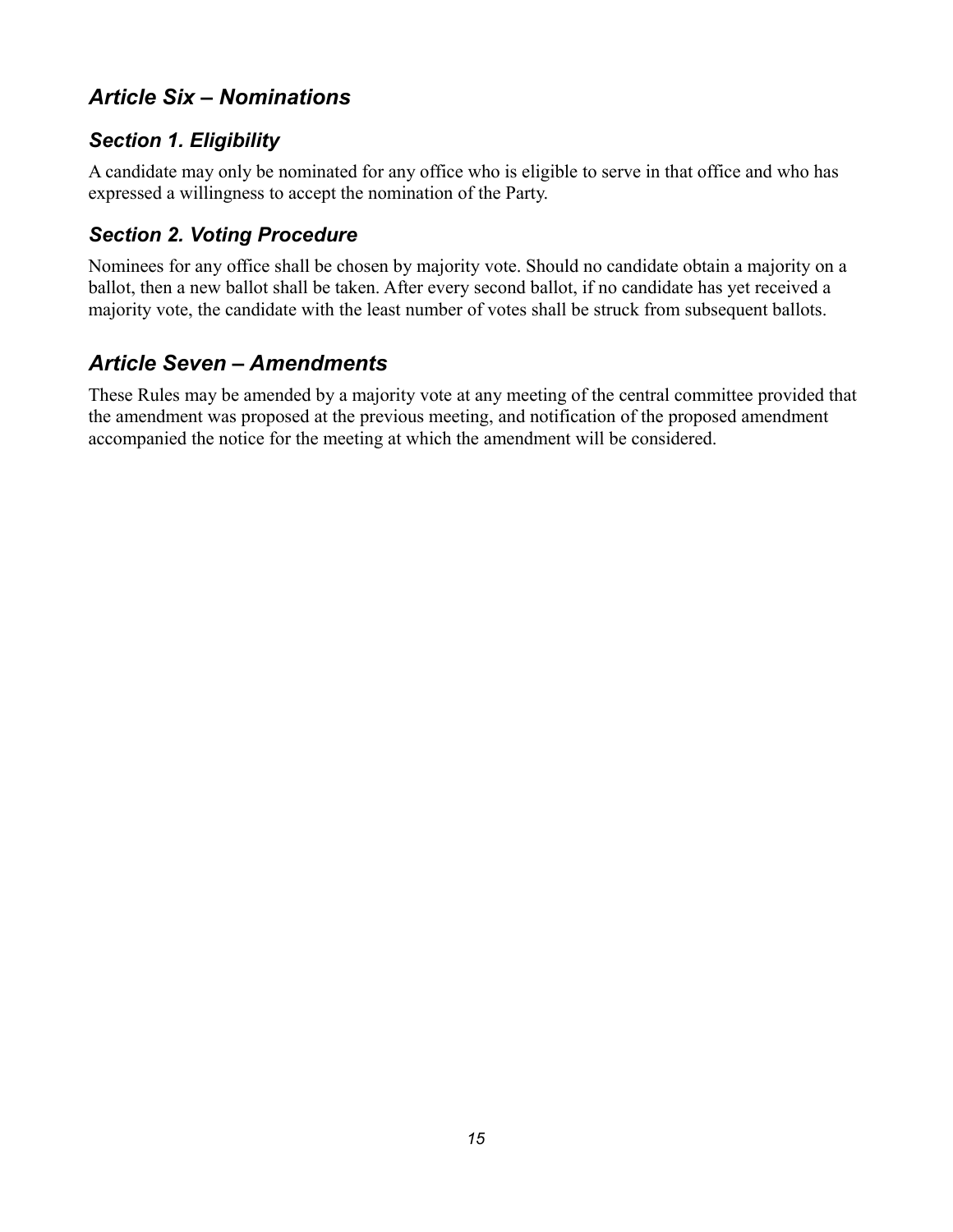## *Article Six – Nominations*

### *Section 1. Eligibility*

A candidate may only be nominated for any office who is eligible to serve in that office and who has expressed a willingness to accept the nomination of the Party.

### *Section 2. Voting Procedure*

Nominees for any office shall be chosen by majority vote. Should no candidate obtain a majority on a ballot, then a new ballot shall be taken. After every second ballot, if no candidate has yet received a majority vote, the candidate with the least number of votes shall be struck from subsequent ballots.

## *Article Seven – Amendments*

These Rules may be amended by a majority vote at any meeting of the central committee provided that the amendment was proposed at the previous meeting, and notification of the proposed amendment accompanied the notice for the meeting at which the amendment will be considered.